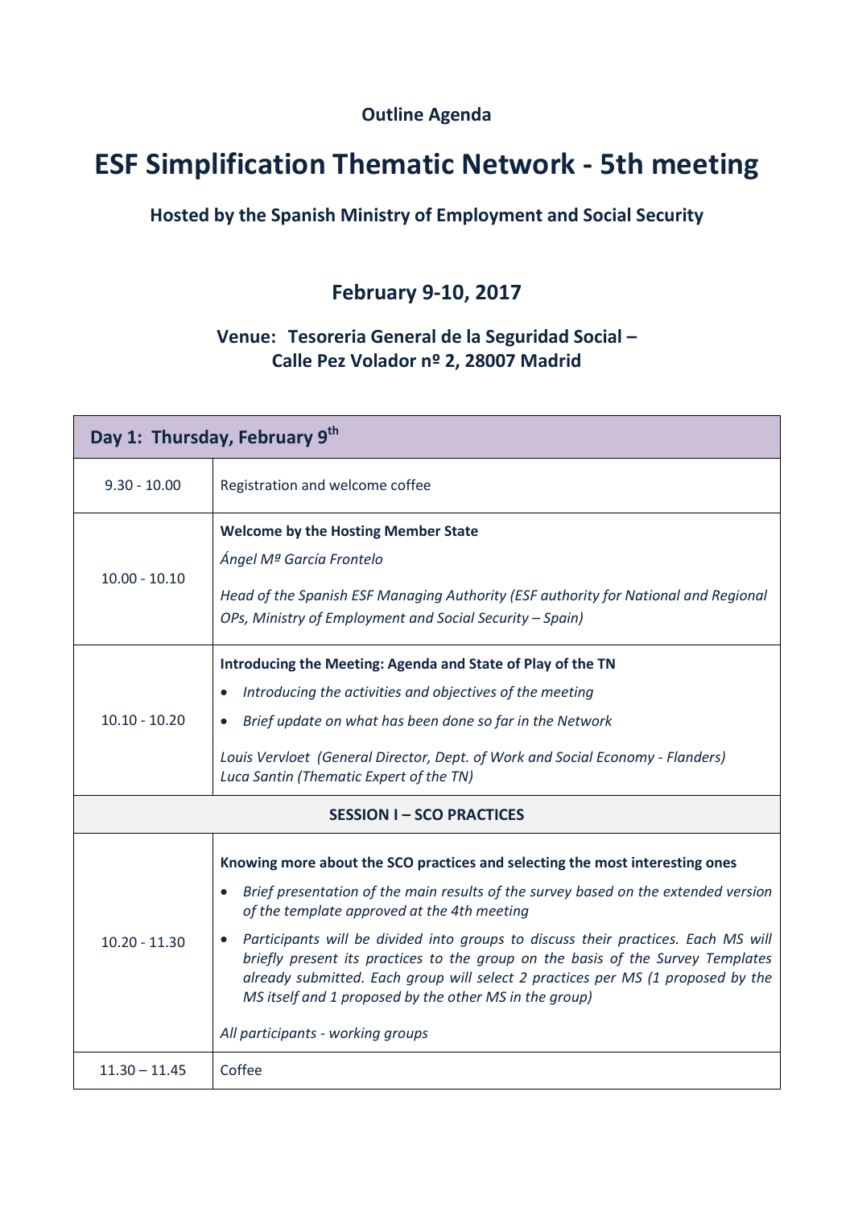**Outline Agenda**

# ESF Simplification Thematic Network - 5th meeting

### Hosted by the Spanish Ministry of Employment and Social Security

## February 9-10, 2017

### Venue: Tesoreria General de la Seguridad Social – Calle Pez Volador nº 2, 28007 Madrid

| **Day 1: Thursday, February 9th** | |
|---|---|
| 9.30 - 10.00 | Registration and welcome coffee |
| 10.00 - 10.10 | **Welcome by the Hosting Member State**<br>*Ángel Mª García Frontelo*<br>*Head of the Spanish ESF Managing Authority (ESF authority for National and Regional OPs, Ministry of Employment and Social Security – Spain)* |
| 10.10 - 10.20 | **Introducing the Meeting: Agenda and State of Play of the TN**<br>• *Introducing the activities and objectives of the meeting*<br>• *Brief update on what has been done so far in the Network*<br>*Louis Vervloet (General Director, Dept. of Work and Social Economy - Flanders)*<br>*Luca Santin (Thematic Expert of the TN)* |
| **SESSION I – SCO PRACTICES** | |
| 10.20 - 11.30 | **Knowing more about the SCO practices and selecting the most interesting ones**<br>• *Brief presentation of the main results of the survey based on the extended version of the template approved at the 4th meeting*<br>• *Participants will be divided into groups to discuss their practices. Each MS will briefly present its practices to the group on the basis of the Survey Templates already submitted. Each group will select 2 practices per MS (1 proposed by the MS itself and 1 proposed by the other MS in the group)*<br>*All participants - working groups* |
| 11.30 – 11.45 | Coffee |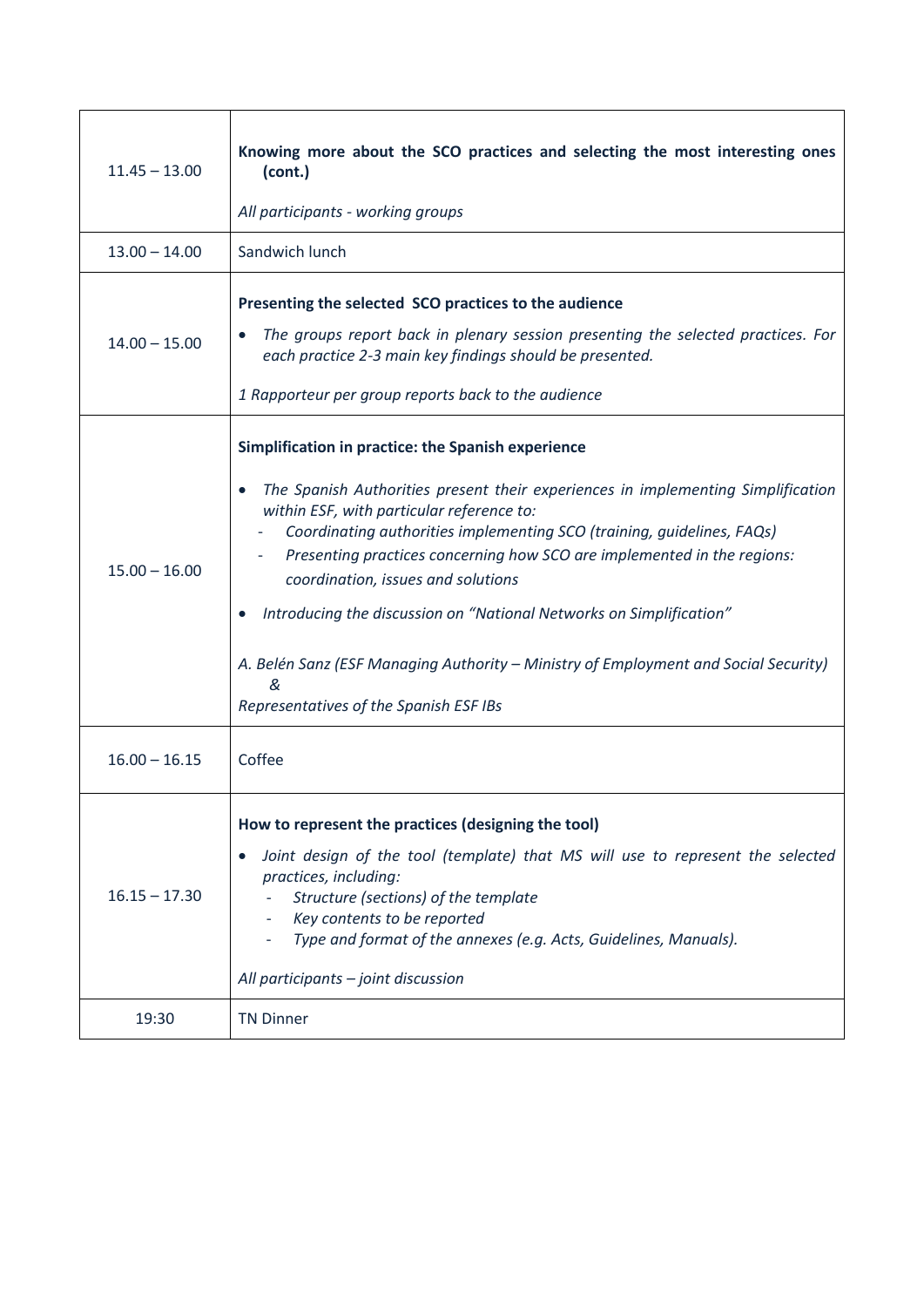| | |
|---|---|
| 11.45 – 13.00 | **Knowing more about the SCO practices and selecting the most interesting ones (cont.)**<br><br>*All participants - working groups* |
| 13.00 – 14.00 | Sandwich lunch |
| 14.00 – 15.00 | **Presenting the selected SCO practices to the audience**<br><br>• *The groups report back in plenary session presenting the selected practices. For each practice 2-3 main key findings should be presented.*<br><br>*1 Rapporteur per group reports back to the audience* |
| 15.00 – 16.00 | **Simplification in practice: the Spanish experience**<br><br>• *The Spanish Authorities present their experiences in implementing Simplification within ESF, with particular reference to:*<br>- *Coordinating authorities implementing SCO (training, guidelines, FAQs)*<br>- *Presenting practices concerning how SCO are implemented in the regions: coordination, issues and solutions*<br><br>• *Introducing the discussion on "National Networks on Simplification"*<br><br>*A. Belén Sanz (ESF Managing Authority – Ministry of Employment and Social Security) &*<br>*Representatives of the Spanish ESF IBs* |
| 16.00 – 16.15 | Coffee |
| 16.15 – 17.30 | **How to represent the practices (designing the tool)**<br><br>• *Joint design of the tool (template) that MS will use to represent the selected practices, including:*<br>- *Structure (sections) of the template*<br>- *Key contents to be reported*<br>- *Type and format of the annexes (e.g. Acts, Guidelines, Manuals).*<br><br>*All participants – joint discussion* |
| 19:30 | TN Dinner |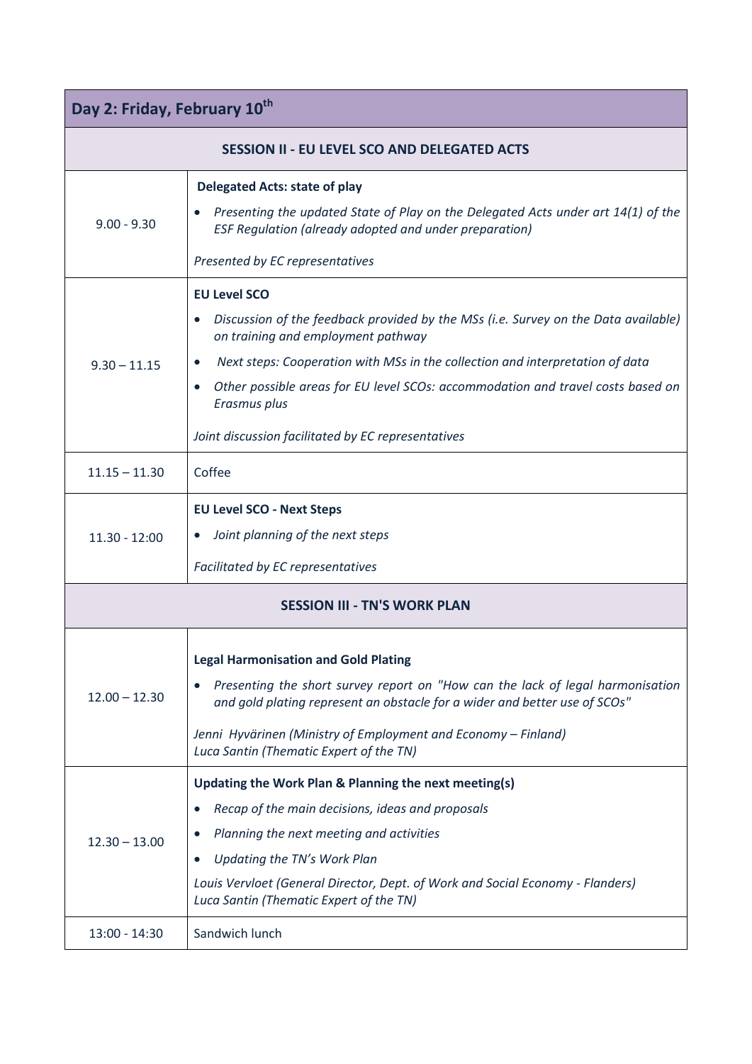| Day 2: Friday, February 10th | |
|---|---|
| **SESSION II - EU LEVEL SCO AND DELEGATED ACTS** | |
| 9.00 - 9.30 | **Delegated Acts: state of play**<br>• *Presenting the updated State of Play on the Delegated Acts under art 14(1) of the ESF Regulation (already adopted and under preparation)*<br>*Presented by EC representatives* |
| 9.30 – 11.15 | **EU Level SCO**<br>• *Discussion of the feedback provided by the MSs (i.e. Survey on the Data available) on training and employment pathway*<br>• *Next steps: Cooperation with MSs in the collection and interpretation of data*<br>• *Other possible areas for EU level SCOs: accommodation and travel costs based on Erasmus plus*<br>*Joint discussion facilitated by EC representatives* |
| 11.15 – 11.30 | Coffee |
| 11.30 - 12:00 | **EU Level SCO - Next Steps**<br>• *Joint planning of the next steps*<br>*Facilitated by EC representatives* |
| **SESSION III - TN'S WORK PLAN** | |
| 12.00 – 12.30 | **Legal Harmonisation and Gold Plating**<br>• *Presenting the short survey report on "How can the lack of legal harmonisation and gold plating represent an obstacle for a wider and better use of SCOs"*<br>*Jenni Hyvärinen (Ministry of Employment and Economy – Finland)*<br>*Luca Santin (Thematic Expert of the TN)* |
| 12.30 – 13.00 | **Updating the Work Plan & Planning the next meeting(s)**<br>• *Recap of the main decisions, ideas and proposals*<br>• *Planning the next meeting and activities*<br>• *Updating the TN's Work Plan*<br>*Louis Vervloet (General Director, Dept. of Work and Social Economy - Flanders)*<br>*Luca Santin (Thematic Expert of the TN)* |
| 13:00 - 14:30 | Sandwich lunch |